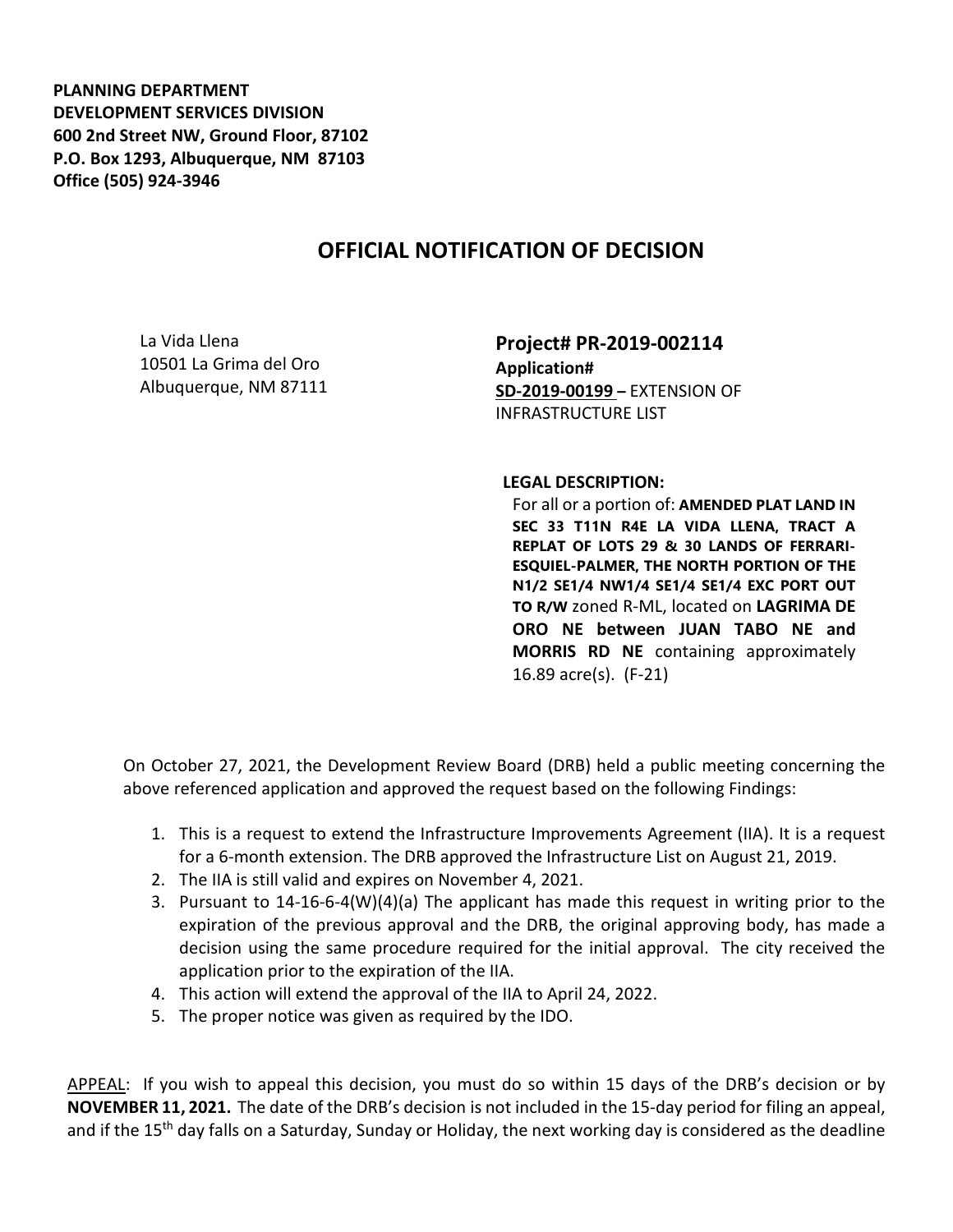**PLANNING DEPARTMENT**
**DEVELOPMENT SERVICES DIVISION**
**600 2nd Street NW, Ground Floor, 87102**
**P.O. Box 1293, Albuquerque, NM 87103**
**Office (505) 924-3946**

# OFFICIAL NOTIFICATION OF DECISION

La Vida Llena
10501 La Grima del Oro
Albuquerque, NM 87111

**Project# PR-2019-002114**
**Application#**
**SD-2019-00199 –** EXTENSION OF INFRASTRUCTURE LIST

**LEGAL DESCRIPTION:**
For all or a portion of: **AMENDED PLAT LAND IN SEC 33 T11N R4E LA VIDA LLENA, TRACT A REPLAT OF LOTS 29 & 30 LANDS OF FERRARI-ESQUIEL-PALMER, THE NORTH PORTION OF THE N1/2 SE1/4 NW1/4 SE1/4 SE1/4 EXC PORT OUT TO R/W** zoned R-ML, located on **LAGRIMA DE ORO NE between JUAN TABO NE and MORRIS RD NE** containing approximately 16.89 acre(s). (F-21)

On October 27, 2021, the Development Review Board (DRB) held a public meeting concerning the above referenced application and approved the request based on the following Findings:

1. This is a request to extend the Infrastructure Improvements Agreement (IIA). It is a request for a 6-month extension. The DRB approved the Infrastructure List on August 21, 2019.
2. The IIA is still valid and expires on November 4, 2021.
3. Pursuant to 14-16-6-4(W)(4)(a) The applicant has made this request in writing prior to the expiration of the previous approval and the DRB, the original approving body, has made a decision using the same procedure required for the initial approval. The city received the application prior to the expiration of the IIA.
4. This action will extend the approval of the IIA to April 24, 2022.
5. The proper notice was given as required by the IDO.

APPEAL: If you wish to appeal this decision, you must do so within 15 days of the DRB's decision or by **NOVEMBER 11, 2021.** The date of the DRB's decision is not included in the 15-day period for filing an appeal, and if the 15th day falls on a Saturday, Sunday or Holiday, the next working day is considered as the deadline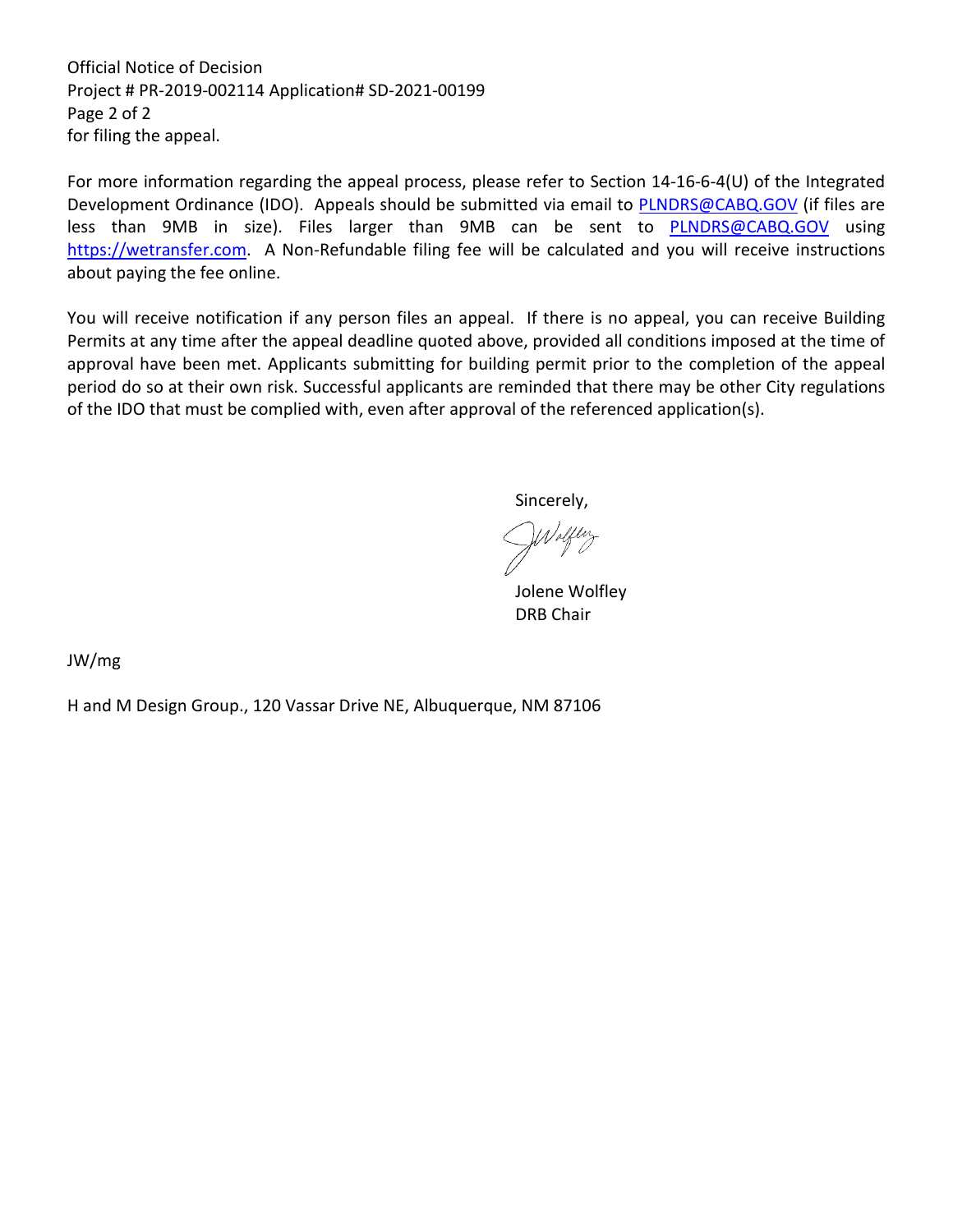for filing the appeal.

For more information regarding the appeal process, please refer to Section 14-16-6-4(U) of the Integrated Development Ordinance (IDO). Appeals should be submitted via email to PLNDRS@CABQ.GOV (if files are less than 9MB in size). Files larger than 9MB can be sent to PLNDRS@CABQ.GOV using https://wetransfer.com. A Non-Refundable filing fee will be calculated and you will receive instructions about paying the fee online.

You will receive notification if any person files an appeal. If there is no appeal, you can receive Building Permits at any time after the appeal deadline quoted above, provided all conditions imposed at the time of approval have been met. Applicants submitting for building permit prior to the completion of the appeal period do so at their own risk. Successful applicants are reminded that there may be other City regulations of the IDO that must be complied with, even after approval of the referenced application(s).

Sincerely,

Jolene Wolfley
DRB Chair

JW/mg

H and M Design Group., 120 Vassar Drive NE, Albuquerque, NM 87106